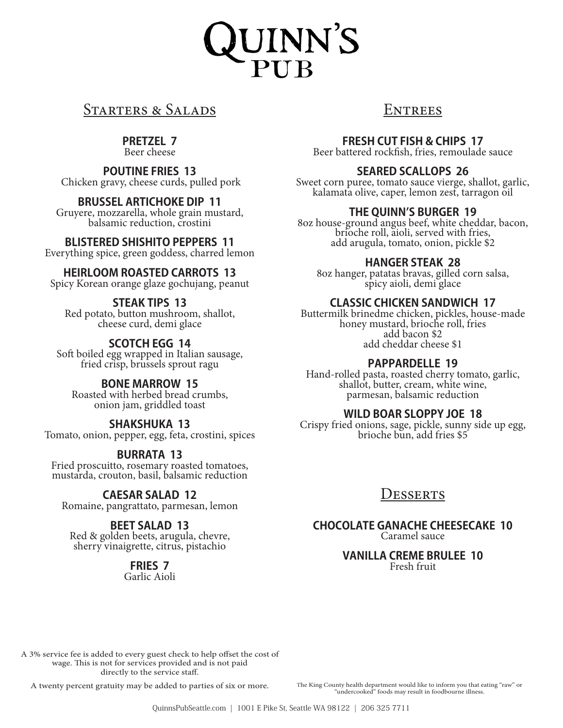# Quinn's Pub

## Starters & Salads

**PRETZEL 7**
Beer cheese

**POUTINE FRIES 13**
Chicken gravy, cheese curds, pulled pork

**BRUSSEL ARTICHOKE DIP 11**
Gruyere, mozzarella, whole grain mustard, balsamic reduction, crostini

**BLISTERED SHISHITO PEPPERS 11**
Everything spice, green goddess, charred lemon

**HEIRLOOM ROASTED CARROTS 13**
Spicy Korean orange glaze gochujang, peanut

**STEAK TIPS 13**
Red potato, button mushroom, shallot, cheese curd, demi glace

**SCOTCH EGG 14**
Soft boiled egg wrapped in Italian sausage, fried crisp, brussels sprout ragu

**BONE MARROW 15**
Roasted with herbed bread crumbs, onion jam, griddled toast

**SHAKSHUKA 13**
Tomato, onion, pepper, egg, feta, crostini, spices

**BURRATA 13**
Fried proscuitto, rosemary roasted tomatoes, mustarda, crouton, basil, balsamic reduction

**CAESAR SALAD 12**
Romaine, pangrattato, parmesan, lemon

**BEET SALAD 13**
Red & golden beets, arugula, chevre, sherry vinaigrette, citrus, pistachio

**FRIES 7**
Garlic Aioli

## Entrees

**FRESH CUT FISH & CHIPS 17**
Beer battered rockfish, fries, remoulade sauce

**SEARED SCALLOPS 26**
Sweet corn puree, tomato sauce vierge, shallot, garlic, kalamata olive, caper, lemon zest, tarragon oil

**THE QUINN'S BURGER 19**
8oz house-ground angus beef, white cheddar, bacon, brioche roll, aioli, served with fries, add arugula, tomato, onion, pickle $2

**HANGER STEAK 28**
8oz hanger, patatas bravas, gilled corn salsa, spicy aioli, demi glace

**CLASSIC CHICKEN SANDWICH 17**
Buttermilk brinedme chicken, pickles, house-made honey mustard, brioche roll, fries
add bacon $2
add cheddar cheese $1

**PAPPARDELLE 19**
Hand-rolled pasta, roasted cherry tomato, garlic, shallot, butter, cream, white wine, parmesan, balsamic reduction

**WILD BOAR SLOPPY JOE 18**
Crispy fried onions, sage, pickle, sunny side up egg, brioche bun, add fries $5

## Desserts

**CHOCOLATE GANACHE CHEESECAKE 10**
Caramel sauce

**VANILLA CREME BRULEE 10**
Fresh fruit

A 3% service fee is added to every guest check to help offset the cost of wage. This is not for services provided and is not paid directly to the service staff.

A twenty percent gratuity may be added to parties of six or more.

The King County health department would like to inform you that eating "raw" or "undercooked" foods may result in foodbourne illness.

QuinnsPubSeattle.com | 1001 E Pike St, Seattle WA 98122 | 206 325 7711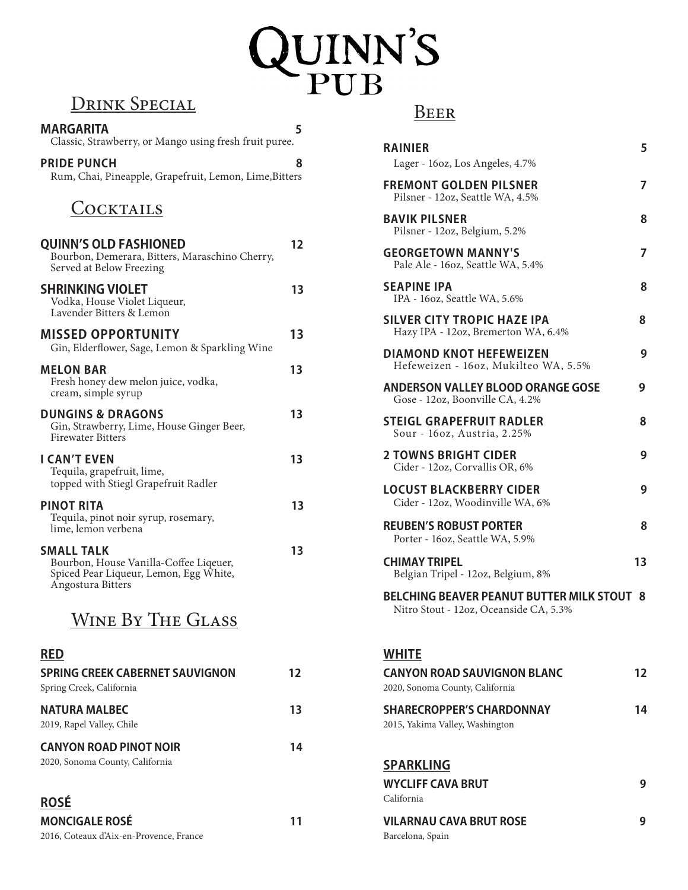# Quinn's Pub

## Drink Special

**MARGARITA** 5
Classic, Strawberry, or Mango using fresh fruit puree.

**PRIDE PUNCH** 8
Rum, Chai, Pineapple, Grapefruit, Lemon, Lime,Bitters

## Cocktails

**QUINN'S OLD FASHIONED** 12
Bourbon, Demerara, Bitters, Maraschino Cherry, Served at Below Freezing

**SHRINKING VIOLET** 13
Vodka, House Violet Liqueur, Lavender Bitters & Lemon

**MISSED OPPORTUNITY** 13
Gin, Elderflower, Sage, Lemon & Sparkling Wine

**MELON BAR** 13
Fresh honey dew melon juice, vodka, cream, simple syrup

**DUNGINS & DRAGONS** 13
Gin, Strawberry, Lime, House Ginger Beer, Firewater Bitters

**I CAN'T EVEN** 13
Tequila, grapefruit, lime, topped with Stiegl Grapefruit Radler

**PINOT RITA** 13
Tequila, pinot noir syrup, rosemary, lime, lemon verbena

**SMALL TALK** 13
Bourbon, House Vanilla-Coffee Liqeuer, Spiced Pear Liqueur, Lemon, Egg White, Angostura Bitters

## Wine By The Glass

### RED

**SPRING CREEK CABERNET SAUVIGNON** 12
Spring Creek, California

**NATURA MALBEC** 13
2019, Rapel Valley, Chile

**CANYON ROAD PINOT NOIR** 14
2020, Sonoma County, California

### ROSÉ

**MONCIGALE ROSÉ** 11
2016, Coteaux d'Aix-en-Provence, France

### WHITE

**CANYON ROAD SAUVIGNON BLANC** 12
2020, Sonoma County, California

**SHARECROPPER'S CHARDONNAY** 14
2015, Yakima Valley, Washington

### SPARKLING

**WYCLIFF CAVA BRUT** 9
California

**VILARNAU CAVA BRUT ROSE** 9
Barcelona, Spain

## Beer

**RAINIER** 5
Lager - 16oz, Los Angeles, 4.7%

**FREMONT GOLDEN PILSNER** 7
Pilsner - 12oz, Seattle WA, 4.5%

**BAVIK PILSNER** 8
Pilsner - 12oz, Belgium, 5.2%

**GEORGETOWN MANNY'S** 7
Pale Ale - 16oz, Seattle WA, 5.4%

**SEAPINE IPA** 8
IPA - 16oz, Seattle WA, 5.6%

**SILVER CITY TROPIC HAZE IPA** 8
Hazy IPA - 12oz, Bremerton WA, 6.4%

**DIAMOND KNOT HEFEWEIZEN** 9
Hefeweizen - 16oz, Mukilteo WA, 5.5%

**ANDERSON VALLEY BLOOD ORANGE GOSE** 9
Gose - 12oz, Boonville CA, 4.2%

**STEIGL GRAPEFRUIT RADLER** 8
Sour - 16oz, Austria, 2.25%

**2 TOWNS BRIGHT CIDER** 9
Cider - 12oz, Corvallis OR, 6%

**LOCUST BLACKBERRY CIDER** 9
Cider - 12oz, Woodinville WA, 6%

**REUBEN'S ROBUST PORTER** 8
Porter - 16oz, Seattle WA, 5.9%

**CHIMAY TRIPEL** 13
Belgian Tripel - 12oz, Belgium, 8%

**BELCHING BEAVER PEANUT BUTTER MILK STOUT** 8
Nitro Stout - 12oz, Oceanside CA, 5.3%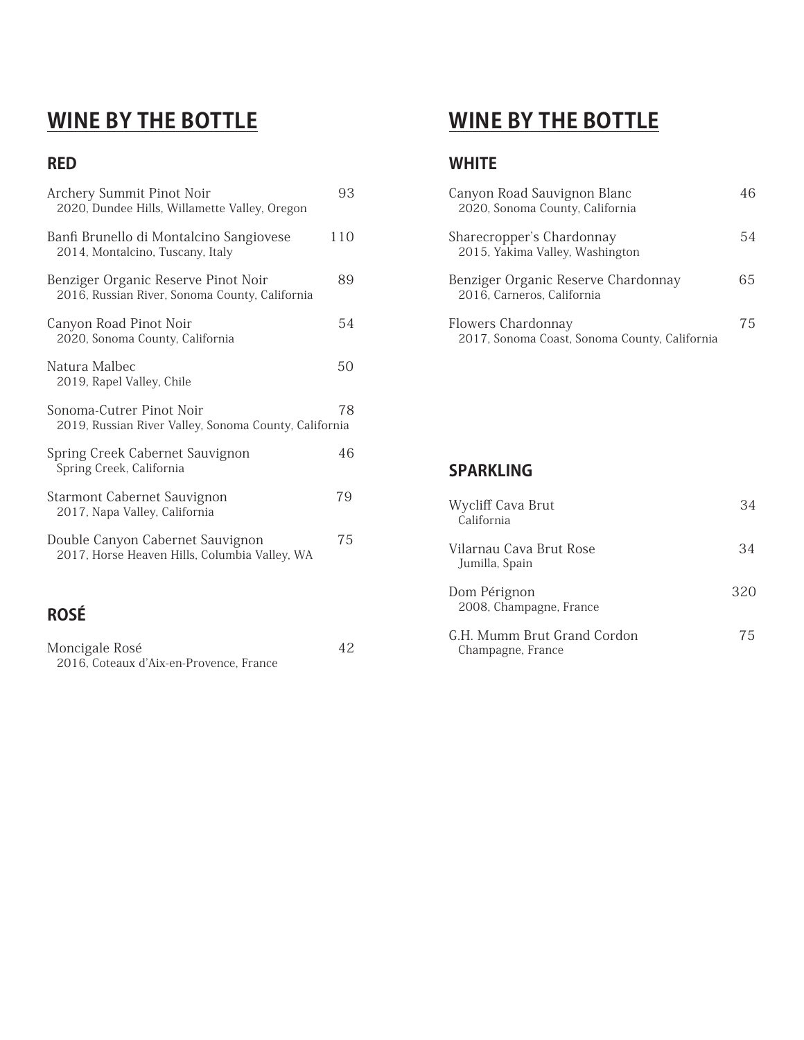## WINE BY THE BOTTLE

### RED

Archery Summit Pinot Noir — 93
2020, Dundee Hills, Willamette Valley, Oregon

Banfi Brunello di Montalcino Sangiovese — 110
2014, Montalcino, Tuscany, Italy

Benziger Organic Reserve Pinot Noir — 89
2016, Russian River, Sonoma County, California

Canyon Road Pinot Noir — 54
2020, Sonoma County, California

Natura Malbec — 50
2019, Rapel Valley, Chile

Sonoma-Cutrer Pinot Noir — 78
2019, Russian River Valley, Sonoma County, California

Spring Creek Cabernet Sauvignon — 46
Spring Creek, California

Starmont Cabernet Sauvignon — 79
2017, Napa Valley, California

Double Canyon Cabernet Sauvignon — 75
2017, Horse Heaven Hills, Columbia Valley, WA

### ROSÉ

Moncigale Rosé — 42
2016, Coteaux d'Aix-en-Provence, France

## WINE BY THE BOTTLE

### WHITE

Canyon Road Sauvignon Blanc — 46
2020, Sonoma County, California

Sharecropper's Chardonnay — 54
2015, Yakima Valley, Washington

Benziger Organic Reserve Chardonnay — 65
2016, Carneros, California

Flowers Chardonnay — 75
2017, Sonoma Coast, Sonoma County, California

### SPARKLING

Wycliff Cava Brut — 34
California

Vilarnau Cava Brut Rose — 34
Jumilla, Spain

Dom Pérignon — 320
2008, Champagne, France

G.H. Mumm Brut Grand Cordon — 75
Champagne, France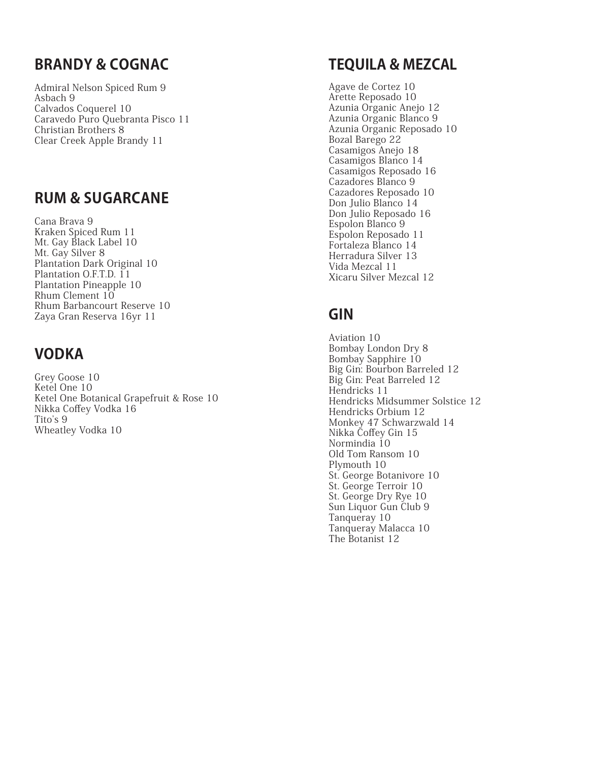## BRANDY & COGNAC

Admiral Nelson Spiced Rum 9
Asbach 9
Calvados Coquerel 10
Caravedo Puro Quebranta Pisco 11
Christian Brothers 8
Clear Creek Apple Brandy 11

## RUM & SUGARCANE

Cana Brava 9
Kraken Spiced Rum 11
Mt. Gay Black Label 10
Mt. Gay Silver 8
Plantation Dark Original 10
Plantation O.F.T.D. 11
Plantation Pineapple 10
Rhum Clement 10
Rhum Barbancourt Reserve 10
Zaya Gran Reserva 16yr 11

## VODKA

Grey Goose 10
Ketel One 10
Ketel One Botanical Grapefruit & Rose 10
Nikka Coffey Vodka 16
Tito's 9
Wheatley Vodka 10

## TEQUILA & MEZCAL

Agave de Cortez 10
Arette Reposado 10
Azunia Organic Anejo 12
Azunia Organic Blanco 9
Azunia Organic Reposado 10
Bozal Barego 22
Casamigos Anejo 18
Casamigos Blanco 14
Casamigos Reposado 16
Cazadores Blanco 9
Cazadores Reposado 10
Don Julio Blanco 14
Don Julio Reposado 16
Espolon Blanco 9
Espolon Reposado 11
Fortaleza Blanco 14
Herradura Silver 13
Vida Mezcal 11
Xicaru Silver Mezcal 12

## GIN

Aviation 10
Bombay London Dry 8
Bombay Sapphire 10
Big Gin: Bourbon Barreled 12
Big Gin: Peat Barreled 12
Hendricks 11
Hendricks Midsummer Solstice 12
Hendricks Orbium 12
Monkey 47 Schwarzwald 14
Nikka Coffey Gin 15
Normindia 10
Old Tom Ransom 10
Plymouth 10
St. George Botanivore 10
St. George Terroir 10
St. George Dry Rye 10
Sun Liquor Gun Club 9
Tanqueray 10
Tanqueray Malacca 10
The Botanist 12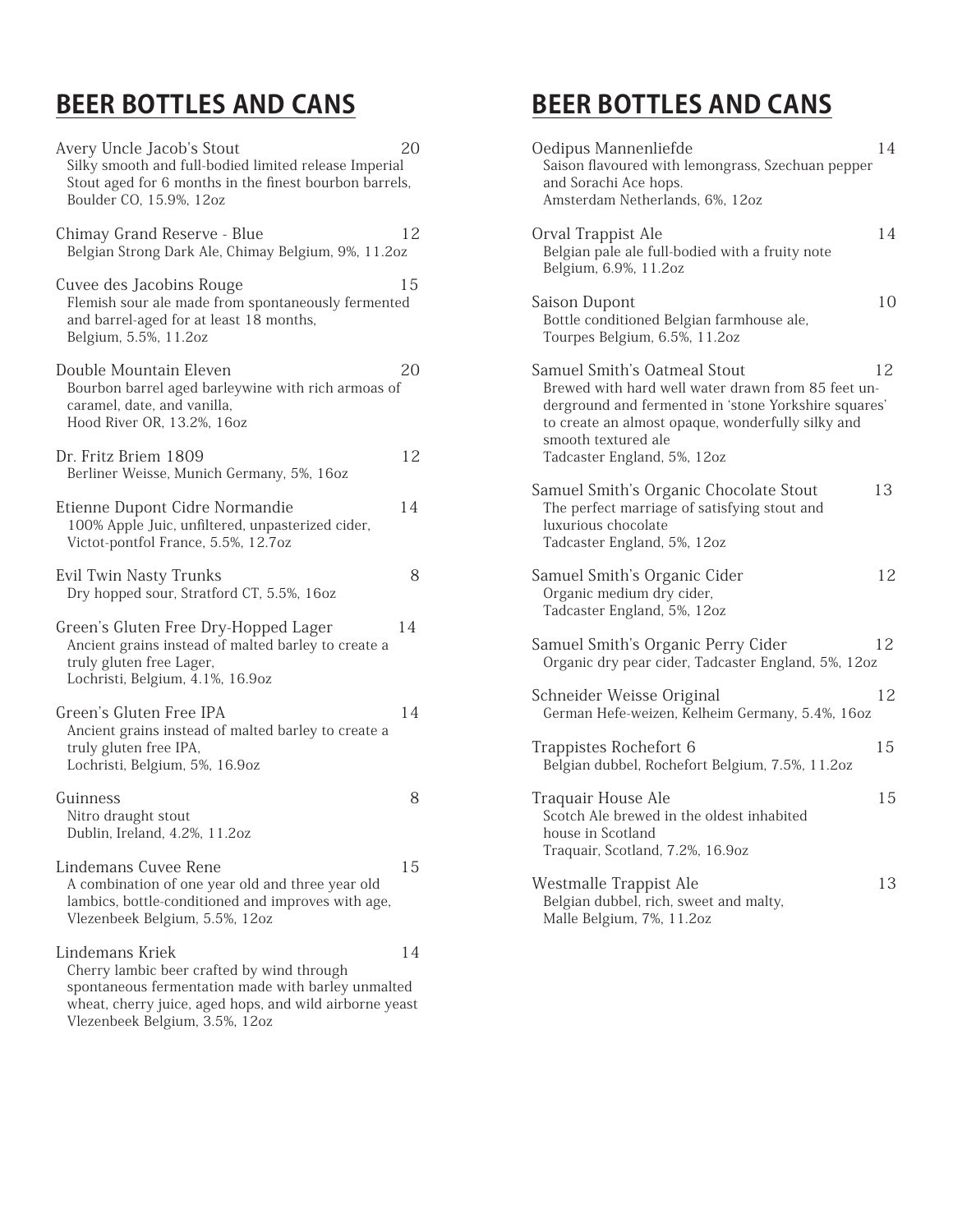## BEER BOTTLES AND CANS

Avery Uncle Jacob's Stout — 20
Silky smooth and full-bodied limited release Imperial Stout aged for 6 months in the finest bourbon barrels, Boulder CO, 15.9%, 12oz

Chimay Grand Reserve - Blue — 12
Belgian Strong Dark Ale, Chimay Belgium, 9%, 11.2oz

Cuvee des Jacobins Rouge — 15
Flemish sour ale made from spontaneously fermented and barrel-aged for at least 18 months, Belgium, 5.5%, 11.2oz

Double Mountain Eleven — 20
Bourbon barrel aged barleywine with rich armoas of caramel, date, and vanilla, Hood River OR, 13.2%, 16oz

Dr. Fritz Briem 1809 — 12
Berliner Weisse, Munich Germany, 5%, 16oz

Etienne Dupont Cidre Normandie — 14
100% Apple Juic, unfiltered, unpasterized cider, Victot-pontfol France, 5.5%, 12.7oz

Evil Twin Nasty Trunks — 8
Dry hopped sour, Stratford CT, 5.5%, 16oz

Green's Gluten Free Dry-Hopped Lager — 14
Ancient grains instead of malted barley to create a truly gluten free Lager, Lochristi, Belgium, 4.1%, 16.9oz

Green's Gluten Free IPA — 14
Ancient grains instead of malted barley to create a truly gluten free IPA, Lochristi, Belgium, 5%, 16.9oz

Guinness — 8
Nitro draught stout
Dublin, Ireland, 4.2%, 11.2oz

Lindemans Cuvee Rene — 15
A combination of one year old and three year old lambics, bottle-conditioned and improves with age, Vlezenbeek Belgium, 5.5%, 12oz

Lindemans Kriek — 14
Cherry lambic beer crafted by wind through spontaneous fermentation made with barley unmalted wheat, cherry juice, aged hops, and wild airborne yeast
Vlezenbeek Belgium, 3.5%, 12oz

## BEER BOTTLES AND CANS

Oedipus Mannenliefde — 14
Saison flavoured with lemongrass, Szechuan pepper and Sorachi Ace hops.
Amsterdam Netherlands, 6%, 12oz

Orval Trappist Ale — 14
Belgian pale ale full-bodied with a fruity note
Belgium, 6.9%, 11.2oz

Saison Dupont — 10
Bottle conditioned Belgian farmhouse ale, Tourpes Belgium, 6.5%, 11.2oz

Samuel Smith's Oatmeal Stout — 12
Brewed with hard well water drawn from 85 feet underground and fermented in 'stone Yorkshire squares' to create an almost opaque, wonderfully silky and smooth textured ale
Tadcaster England, 5%, 12oz

Samuel Smith's Organic Chocolate Stout — 13
The perfect marriage of satisfying stout and luxurious chocolate
Tadcaster England, 5%, 12oz

Samuel Smith's Organic Cider — 12
Organic medium dry cider,
Tadcaster England, 5%, 12oz

Samuel Smith's Organic Perry Cider — 12
Organic dry pear cider, Tadcaster England, 5%, 12oz

Schneider Weisse Original — 12
German Hefe-weizen, Kelheim Germany, 5.4%, 16oz

Trappistes Rochefort 6 — 15
Belgian dubbel, Rochefort Belgium, 7.5%, 11.2oz

Traquair House Ale — 15
Scotch Ale brewed in the oldest inhabited house in Scotland
Traquair, Scotland, 7.2%, 16.9oz

Westmalle Trappist Ale — 13
Belgian dubbel, rich, sweet and malty, Malle Belgium, 7%, 11.2oz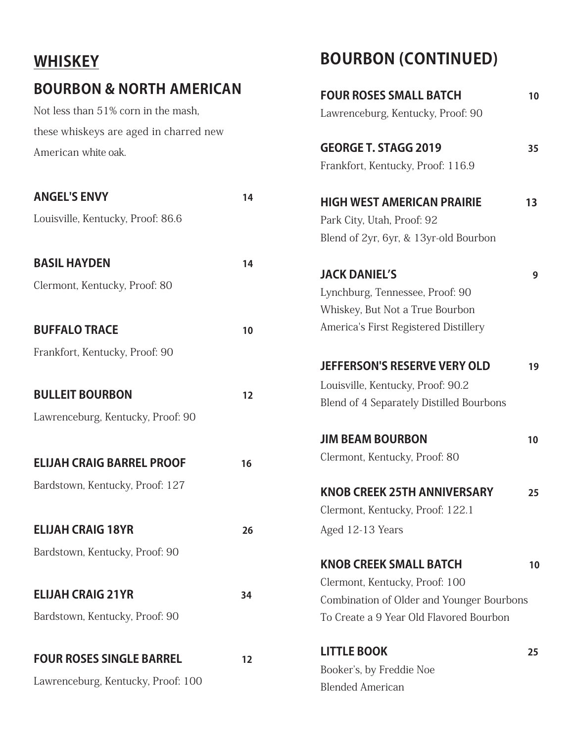# WHISKEY

## BOURBON & NORTH AMERICAN

Not less than 51% corn in the mash, these whiskeys are aged in charred new American white oak.

**ANGEL'S ENVY** 14
Louisville, Kentucky, Proof: 86.6

**BASIL HAYDEN** 14
Clermont, Kentucky, Proof: 80

**BUFFALO TRACE** 10
Frankfort, Kentucky, Proof: 90

**BULLEIT BOURBON** 12
Lawrenceburg, Kentucky, Proof: 90

**ELIJAH CRAIG BARREL PROOF** 16
Bardstown, Kentucky, Proof: 127

**ELIJAH CRAIG 18YR** 26
Bardstown, Kentucky, Proof: 90

**ELIJAH CRAIG 21YR** 34
Bardstown, Kentucky, Proof: 90

**FOUR ROSES SINGLE BARREL** 12
Lawrenceburg, Kentucky, Proof: 100

## BOURBON (CONTINUED)

**FOUR ROSES SMALL BATCH** 10
Lawrenceburg, Kentucky, Proof: 90

**GEORGE T. STAGG 2019** 35
Frankfort, Kentucky, Proof: 116.9

**HIGH WEST AMERICAN PRAIRIE** 13
Park City, Utah, Proof: 92
Blend of 2yr, 6yr, & 13yr-old Bourbon

**JACK DANIEL'S** 9
Lynchburg, Tennessee, Proof: 90
Whiskey, But Not a True Bourbon
America's First Registered Distillery

**JEFFERSON'S RESERVE VERY OLD** 19
Louisville, Kentucky, Proof: 90.2
Blend of 4 Separately Distilled Bourbons

**JIM BEAM BOURBON** 10
Clermont, Kentucky, Proof: 80

**KNOB CREEK 25TH ANNIVERSARY** 25
Clermont, Kentucky, Proof: 122.1
Aged 12-13 Years

**KNOB CREEK SMALL BATCH** 10
Clermont, Kentucky, Proof: 100
Combination of Older and Younger Bourbons
To Create a 9 Year Old Flavored Bourbon

**LITTLE BOOK** 25
Booker's, by Freddie Noe
Blended American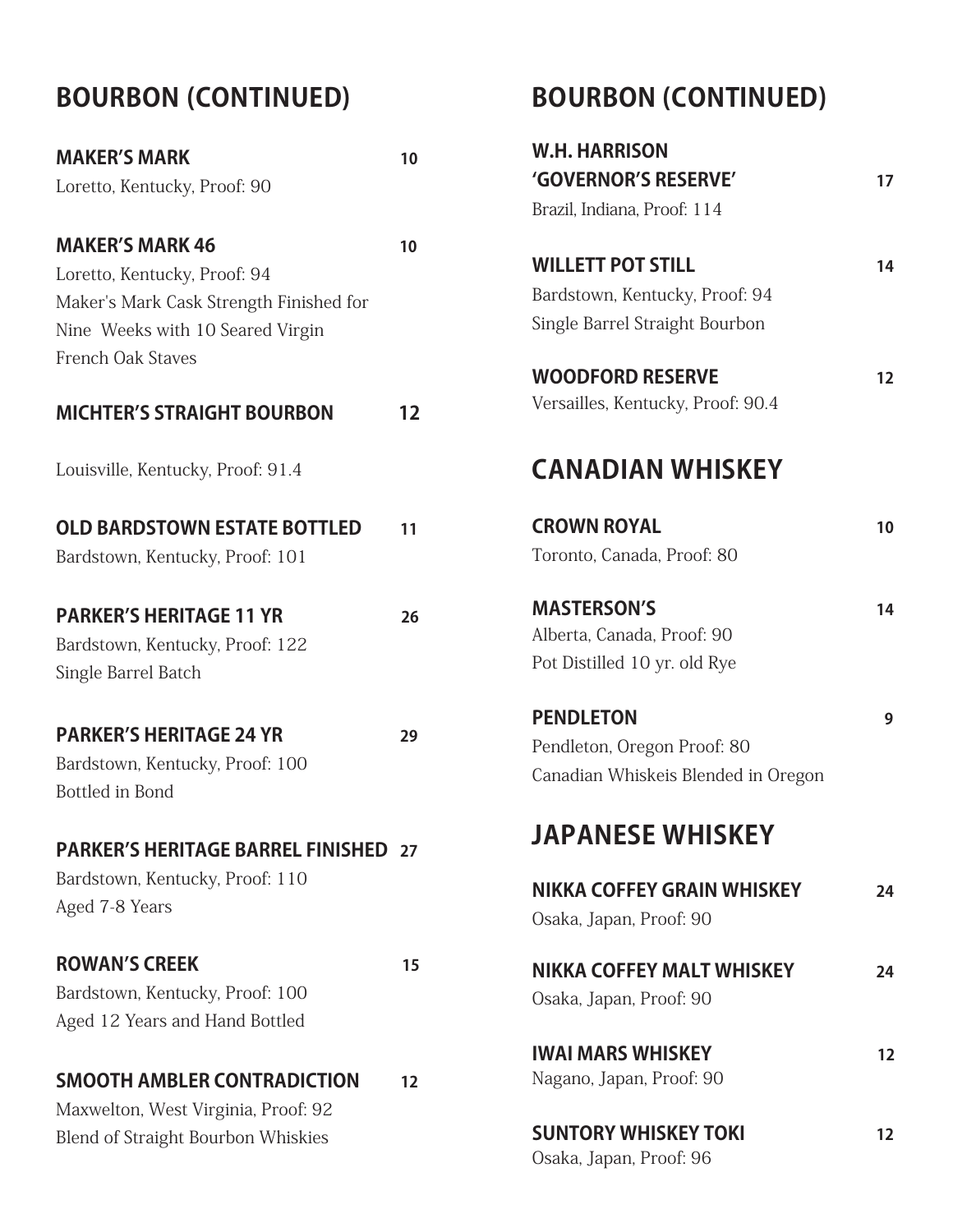## BOURBON (CONTINUED)

**MAKER'S MARK** **10**
Loretto, Kentucky, Proof: 90

**MAKER'S MARK 46** **10**
Loretto, Kentucky, Proof: 94
Maker's Mark Cask Strength Finished for Nine Weeks with 10 Seared Virgin French Oak Staves

**MICHTER'S STRAIGHT BOURBON** **12**
Louisville, Kentucky, Proof: 91.4

**OLD BARDSTOWN ESTATE BOTTLED** **11**
Bardstown, Kentucky, Proof: 101

**PARKER'S HERITAGE 11 YR** **26**
Bardstown, Kentucky, Proof: 122
Single Barrel Batch

**PARKER'S HERITAGE 24 YR** **29**
Bardstown, Kentucky, Proof: 100
Bottled in Bond

**PARKER'S HERITAGE BARREL FINISHED** **27**
Bardstown, Kentucky, Proof: 110
Aged 7-8 Years

**ROWAN'S CREEK** **15**
Bardstown, Kentucky, Proof: 100
Aged 12 Years and Hand Bottled

**SMOOTH AMBLER CONTRADICTION** **12**
Maxwelton, West Virginia, Proof: 92
Blend of Straight Bourbon Whiskies

## BOURBON (CONTINUED)

**W.H. HARRISON 'GOVERNOR'S RESERVE'** **17**
Brazil, Indiana, Proof: 114

**WILLETT POT STILL** **14**
Bardstown, Kentucky, Proof: 94
Single Barrel Straight Bourbon

**WOODFORD RESERVE** **12**
Versailles, Kentucky, Proof: 90.4

## CANADIAN WHISKEY

**CROWN ROYAL** **10**
Toronto, Canada, Proof: 80

**MASTERSON'S** **14**
Alberta, Canada, Proof: 90
Pot Distilled 10 yr. old Rye

**PENDLETON** **9**
Pendleton, Oregon Proof: 80
Canadian Whiskeis Blended in Oregon

## JAPANESE WHISKEY

**NIKKA COFFEY GRAIN WHISKEY** **24**
Osaka, Japan, Proof: 90

**NIKKA COFFEY MALT WHISKEY** **24**
Osaka, Japan, Proof: 90

**IWAI MARS WHISKEY** **12**
Nagano, Japan, Proof: 90

**SUNTORY WHISKEY TOKI** **12**
Osaka, Japan, Proof: 96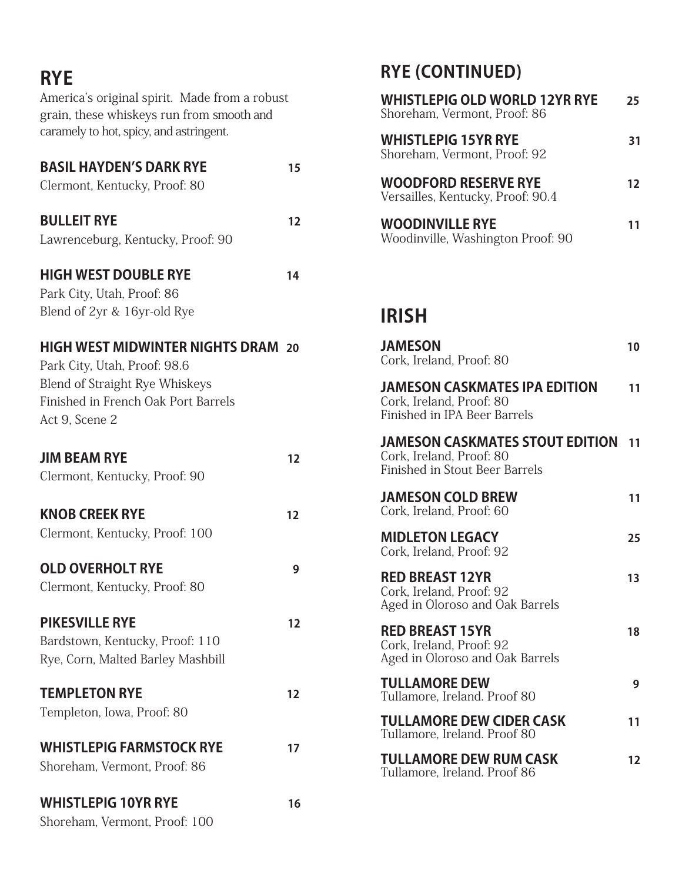## RYE

America's original spirit. Made from a robust grain, these whiskeys run from smooth and caramely to hot, spicy, and astringent.

**BASIL HAYDEN'S DARK RYE** 15
Clermont, Kentucky, Proof: 80

**BULLEIT RYE** 12
Lawrenceburg, Kentucky, Proof: 90

**HIGH WEST DOUBLE RYE** 14
Park City, Utah, Proof: 86
Blend of 2yr & 16yr-old Rye

**HIGH WEST MIDWINTER NIGHTS DRAM** 20
Park City, Utah, Proof: 98.6
Blend of Straight Rye Whiskeys
Finished in French Oak Port Barrels
Act 9, Scene 2

**JIM BEAM RYE** 12
Clermont, Kentucky, Proof: 90

**KNOB CREEK RYE** 12
Clermont, Kentucky, Proof: 100

**OLD OVERHOLT RYE** 9
Clermont, Kentucky, Proof: 80

**PIKESVILLE RYE** 12
Bardstown, Kentucky, Proof: 110
Rye, Corn, Malted Barley Mashbill

**TEMPLETON RYE** 12
Templeton, Iowa, Proof: 80

**WHISTLEPIG FARMSTOCK RYE** 17
Shoreham, Vermont, Proof: 86

**WHISTLEPIG 10YR RYE** 16
Shoreham, Vermont, Proof: 100

## RYE (CONTINUED)

**WHISTLEPIG OLD WORLD 12YR RYE** 25
Shoreham, Vermont, Proof: 86

**WHISTLEPIG 15YR RYE** 31
Shoreham, Vermont, Proof: 92

**WOODFORD RESERVE RYE** 12
Versailles, Kentucky, Proof: 90.4

**WOODINVILLE RYE** 11
Woodinville, Washington Proof: 90

## IRISH

**JAMESON** 10
Cork, Ireland, Proof: 80

**JAMESON CASKMATES IPA EDITION** 11
Cork, Ireland, Proof: 80
Finished in IPA Beer Barrels

**JAMESON CASKMATES STOUT EDITION** 11
Cork, Ireland, Proof: 80
Finished in Stout Beer Barrels

**JAMESON COLD BREW** 11
Cork, Ireland, Proof: 60

**MIDLETON LEGACY** 25
Cork, Ireland, Proof: 92

**RED BREAST 12YR** 13
Cork, Ireland, Proof: 92
Aged in Oloroso and Oak Barrels

**RED BREAST 15YR** 18
Cork, Ireland, Proof: 92
Aged in Oloroso and Oak Barrels

**TULLAMORE DEW** 9
Tullamore, Ireland. Proof 80

**TULLAMORE DEW CIDER CASK** 11
Tullamore, Ireland. Proof 80

**TULLAMORE DEW RUM CASK** 12
Tullamore, Ireland. Proof 86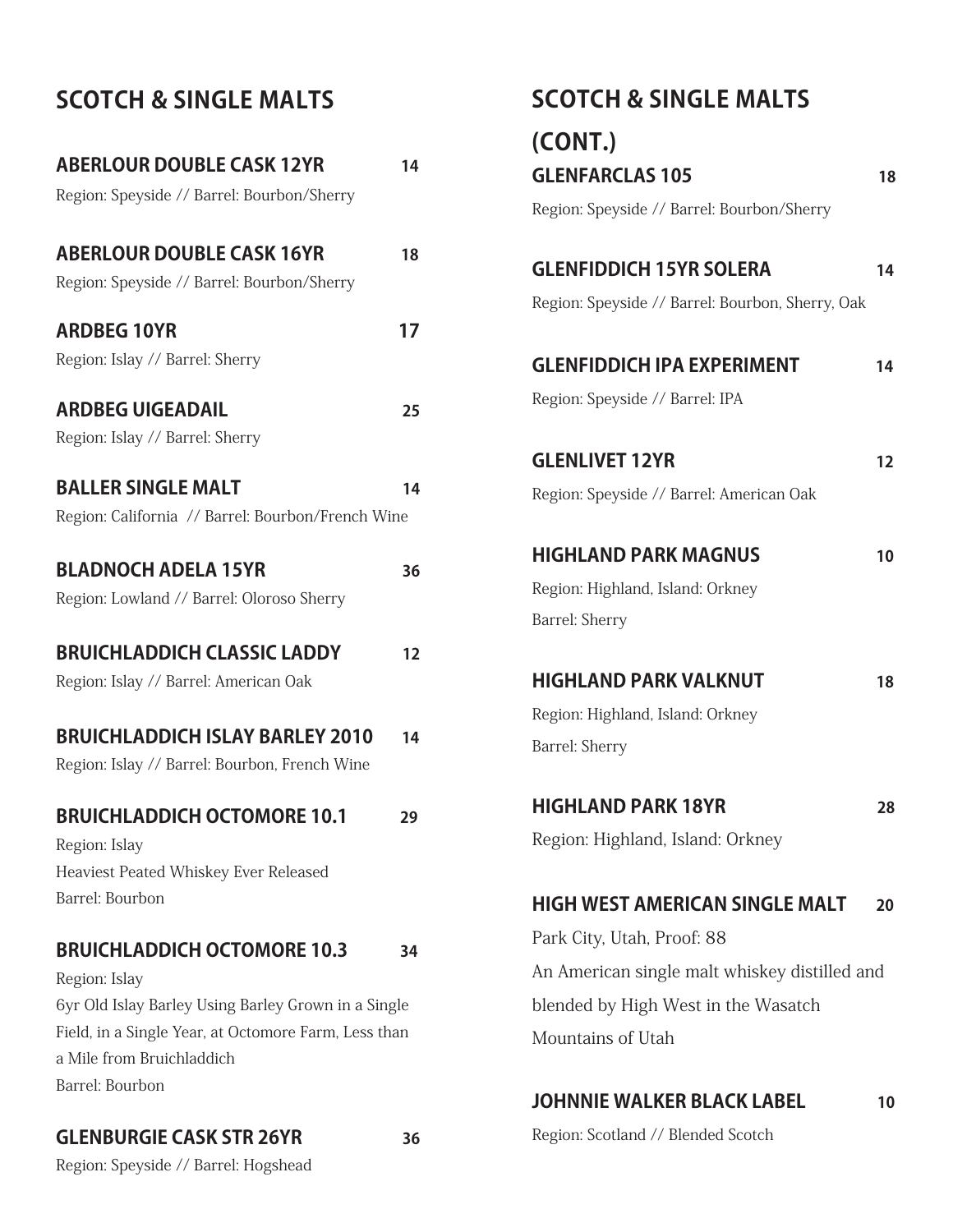## SCOTCH & SINGLE MALTS

**ABERLOUR DOUBLE CASK 12YR** 14
Region: Speyside // Barrel: Bourbon/Sherry

**ABERLOUR DOUBLE CASK 16YR** 18
Region: Speyside // Barrel: Bourbon/Sherry

**ARDBEG 10YR** 17
Region: Islay // Barrel: Sherry

**ARDBEG UIGEADAIL** 25
Region: Islay // Barrel: Sherry

**BALLER SINGLE MALT** 14
Region: California // Barrel: Bourbon/French Wine

**BLADNOCH ADELA 15YR** 36
Region: Lowland // Barrel: Oloroso Sherry

**BRUICHLADDICH CLASSIC LADDY** 12
Region: Islay // Barrel: American Oak

**BRUICHLADDICH ISLAY BARLEY 2010** 14
Region: Islay // Barrel: Bourbon, French Wine

**BRUICHLADDICH OCTOMORE 10.1** 29
Region: Islay
Heaviest Peated Whiskey Ever Released
Barrel: Bourbon

**BRUICHLADDICH OCTOMORE 10.3** 34
Region: Islay
6yr Old Islay Barley Using Barley Grown in a Single Field, in a Single Year, at Octomore Farm, Less than a Mile from Bruichladdich
Barrel: Bourbon

**GLENBURGIE CASK STR 26YR** 36
Region: Speyside // Barrel: Hogshead

## SCOTCH & SINGLE MALTS (CONT.)

**GLENFARCLAS 105** 18
Region: Speyside // Barrel: Bourbon/Sherry

**GLENFIDDICH 15YR SOLERA** 14
Region: Speyside // Barrel: Bourbon, Sherry, Oak

**GLENFIDDICH IPA EXPERIMENT** 14
Region: Speyside // Barrel: IPA

**GLENLIVET 12YR** 12
Region: Speyside // Barrel: American Oak

**HIGHLAND PARK MAGNUS** 10
Region: Highland, Island: Orkney
Barrel: Sherry

**HIGHLAND PARK VALKNUT** 18
Region: Highland, Island: Orkney
Barrel: Sherry

**HIGHLAND PARK 18YR** 28
Region: Highland, Island: Orkney

**HIGH WEST AMERICAN SINGLE MALT** 20
Park City, Utah, Proof: 88
An American single malt whiskey distilled and blended by High West in the Wasatch Mountains of Utah

**JOHNNIE WALKER BLACK LABEL** 10
Region: Scotland // Blended Scotch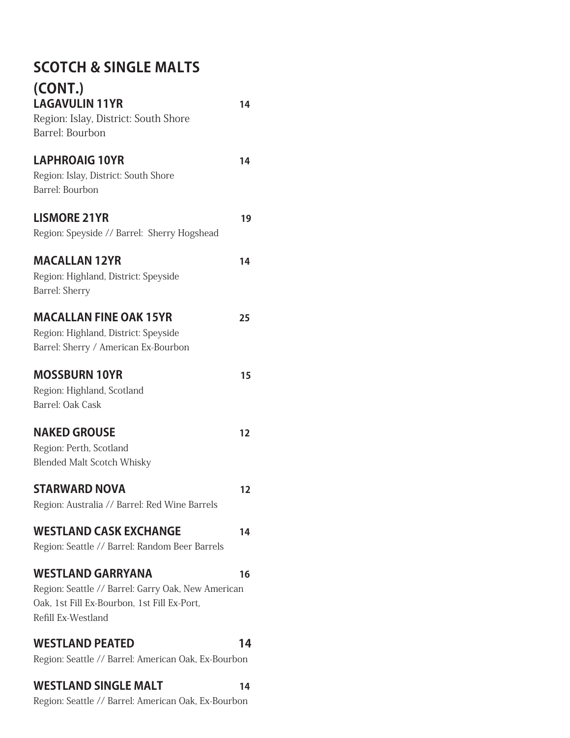## SCOTCH & SINGLE MALTS (CONT.)

**LAGAVULIN 11YR** 14
Region: Islay, District: South Shore
Barrel: Bourbon

**LAPHROAIG 10YR** 14
Region: Islay, District: South Shore
Barrel: Bourbon

**LISMORE 21YR** 19
Region: Speyside // Barrel: Sherry Hogshead

**MACALLAN 12YR** 14
Region: Highland, District: Speyside
Barrel: Sherry

**MACALLAN FINE OAK 15YR** 25
Region: Highland, District: Speyside
Barrel: Sherry / American Ex-Bourbon

**MOSSBURN 10YR** 15
Region: Highland, Scotland
Barrel: Oak Cask

**NAKED GROUSE** 12
Region: Perth, Scotland
Blended Malt Scotch Whisky

**STARWARD NOVA** 12
Region: Australia // Barrel: Red Wine Barrels

**WESTLAND CASK EXCHANGE** 14
Region: Seattle // Barrel: Random Beer Barrels

**WESTLAND GARRYANA** 16
Region: Seattle // Barrel: Garry Oak, New American Oak, 1st Fill Ex-Bourbon, 1st Fill Ex-Port, Refill Ex-Westland

**WESTLAND PEATED** 14
Region: Seattle // Barrel: American Oak, Ex-Bourbon

**WESTLAND SINGLE MALT** 14
Region: Seattle // Barrel: American Oak, Ex-Bourbon